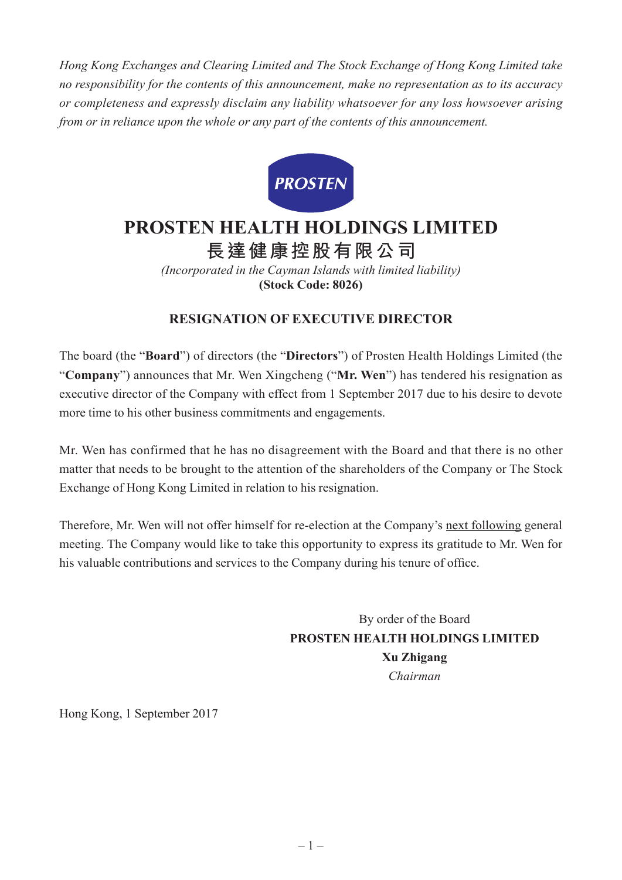*Hong Kong Exchanges and Clearing Limited and The Stock Exchange of Hong Kong Limited take no responsibility for the contents of this announcement, make no representation as to its accuracy or completeness and expressly disclaim any liability whatsoever for any loss howsoever arising from or in reliance upon the whole or any part of the contents of this announcement.*

PROSTEN

# PROSTEN HEALTH HOLDINGS LIMITED

# 長達健康控股有限公司

*(Incorporated in the Cayman Islands with limited liability)*

**(Stock Code: 8026)**

## RESIGNATION OF EXECUTIVE DIRECTOR

The board (the "**Board**") of directors (the "**Directors**") of Prosten Health Holdings Limited (the "**Company**") announces that Mr. Wen Xingcheng ("**Mr. Wen**") has tendered his resignation as executive director of the Company with effect from 1 September 2017 due to his desire to devote more time to his other business commitments and engagements.

Mr. Wen has confirmed that he has no disagreement with the Board and that there is no other matter that needs to be brought to the attention of the shareholders of the Company or The Stock Exchange of Hong Kong Limited in relation to his resignation.

Therefore, Mr. Wen will not offer himself for re-election at the Company's next following general meeting. The Company would like to take this opportunity to express its gratitude to Mr. Wen for his valuable contributions and services to the Company during his tenure of office.

By order of the Board
**PROSTEN HEALTH HOLDINGS LIMITED**
**Xu Zhigang**
*Chairman*

Hong Kong, 1 September 2017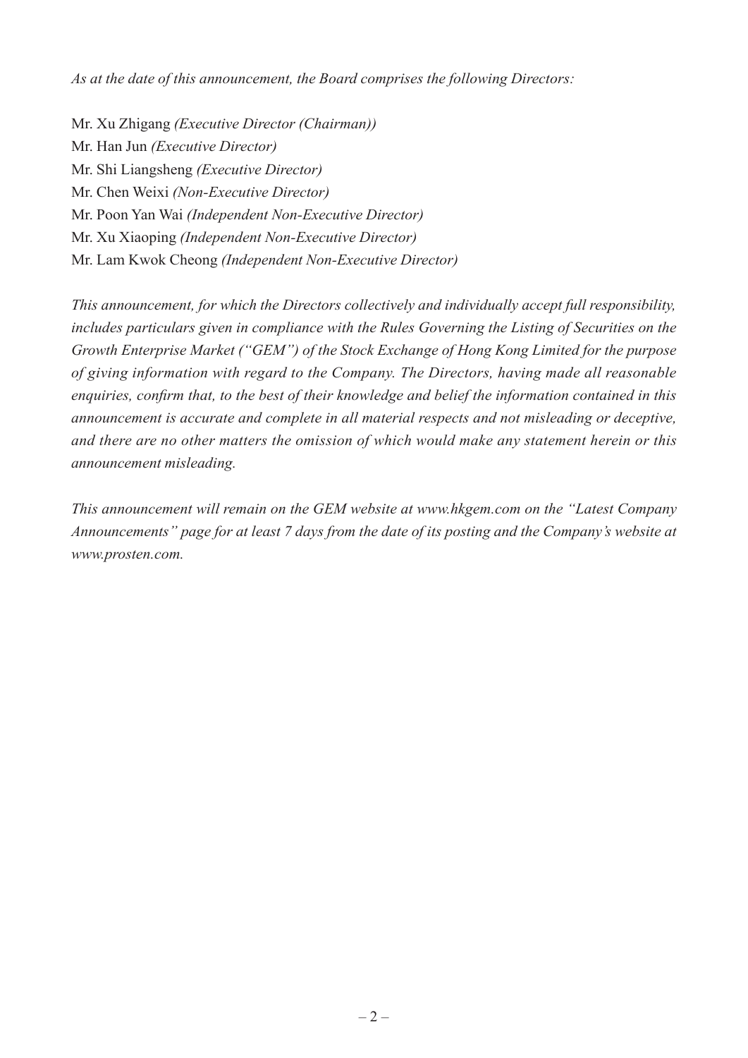*As at the date of this announcement, the Board comprises the following Directors:*

Mr. Xu Zhigang *(Executive Director (Chairman))*
Mr. Han Jun *(Executive Director)*
Mr. Shi Liangsheng *(Executive Director)*
Mr. Chen Weixi *(Non-Executive Director)*
Mr. Poon Yan Wai *(Independent Non-Executive Director)*
Mr. Xu Xiaoping *(Independent Non-Executive Director)*
Mr. Lam Kwok Cheong *(Independent Non-Executive Director)*

*This announcement, for which the Directors collectively and individually accept full responsibility, includes particulars given in compliance with the Rules Governing the Listing of Securities on the Growth Enterprise Market ("GEM") of the Stock Exchange of Hong Kong Limited for the purpose of giving information with regard to the Company. The Directors, having made all reasonable enquiries, confirm that, to the best of their knowledge and belief the information contained in this announcement is accurate and complete in all material respects and not misleading or deceptive, and there are no other matters the omission of which would make any statement herein or this announcement misleading.*

*This announcement will remain on the GEM website at www.hkgem.com on the "Latest Company Announcements" page for at least 7 days from the date of its posting and the Company's website at www.prosten.com.*